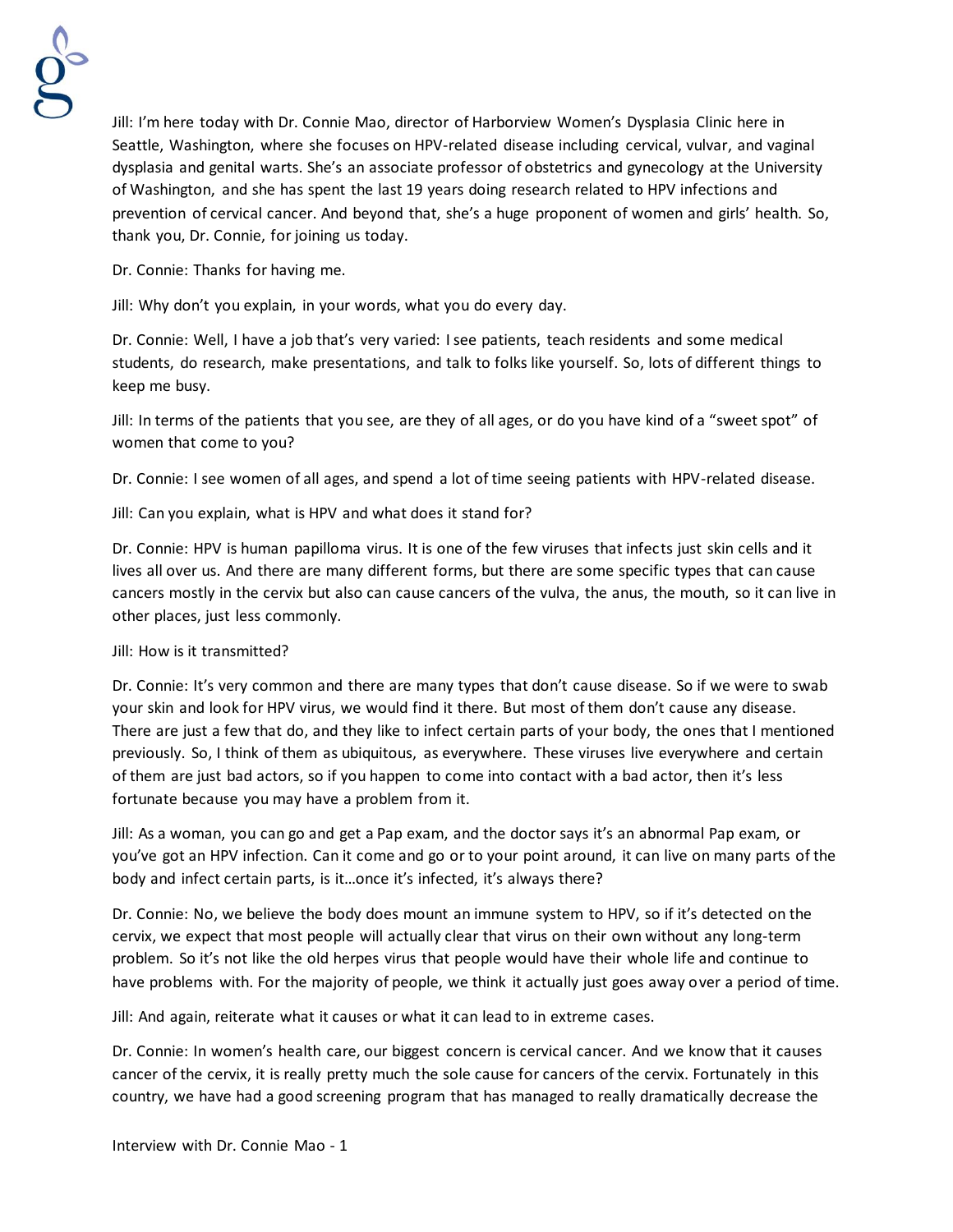Jill: I'm here today with Dr. Connie Mao, director of Harborview Women's Dysplasia Clinic here in Seattle, Washington, where she focuses on HPV-related disease including cervical, vulvar, and vaginal dysplasia and genital warts. She's an associate professor of obstetrics and gynecology at the University of Washington, and she has spent the last 19 years doing research related to HPV infections and prevention of cervical cancer. And beyond that, she's a huge proponent of women and girls' health. So, thank you, Dr. Connie, for joining us today.

Dr. Connie: Thanks for having me.

Jill: Why don't you explain, in your words, what you do every day.

Dr. Connie: Well, I have a job that's very varied: I see patients, teach residents and some medical students, do research, make presentations, and talk to folks like yourself. So, lots of different things to keep me busy.

Jill: In terms of the patients that you see, are they of all ages, or do you have kind of a "sweet spot" of women that come to you?

Dr. Connie: I see women of all ages, and spend a lot of time seeing patients with HPV-related disease.

Jill: Can you explain, what is HPV and what does it stand for?

Dr. Connie: HPV is human papilloma virus. It is one of the few viruses that infects just skin cells and it lives all over us. And there are many different forms, but there are some specific types that can cause cancers mostly in the cervix but also can cause cancers of the vulva, the anus, the mouth, so it can live in other places, just less commonly.

Jill: How is it transmitted?

Dr. Connie: It's very common and there are many types that don't cause disease. So if we were to swab your skin and look for HPV virus, we would find it there. But most of them don't cause any disease. There are just a few that do, and they like to infect certain parts of your body, the ones that I mentioned previously. So, I think of them as ubiquitous, as everywhere. These viruses live everywhere and certain of them are just bad actors, so if you happen to come into contact with a bad actor, then it's less fortunate because you may have a problem from it.

Jill: As a woman, you can go and get a Pap exam, and the doctor says it's an abnormal Pap exam, or you've got an HPV infection. Can it come and go or to your point around, it can live on many parts of the body and infect certain parts, is it…once it's infected, it's always there?

Dr. Connie: No, we believe the body does mount an immune system to HPV, so if it's detected on the cervix, we expect that most people will actually clear that virus on their own without any long-term problem. So it's not like the old herpes virus that people would have their whole life and continue to have problems with. For the majority of people, we think it actually just goes away over a period of time.

Jill: And again, reiterate what it causes or what it can lead to in extreme cases.

Dr. Connie: In women's health care, our biggest concern is cervical cancer. And we know that it causes cancer of the cervix, it is really pretty much the sole cause for cancers of the cervix. Fortunately in this country, we have had a good screening program that has managed to really dramatically decrease the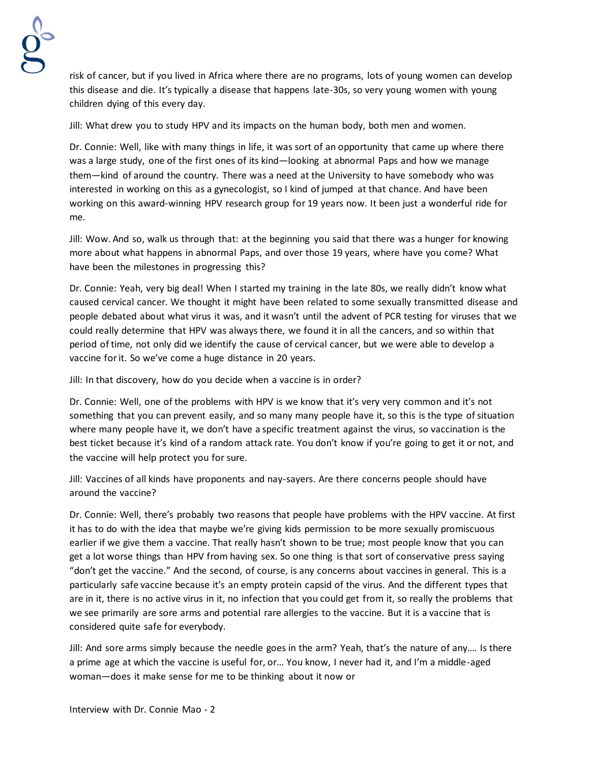risk of cancer, but if you lived in Africa where there are no programs, lots of young women can develop this disease and die. It's typically a disease that happens late-30s, so very young women with young children dying of this every day.

Jill: What drew you to study HPV and its impacts on the human body, both men and women.

Dr. Connie: Well, like with many things in life, it was sort of an opportunity that came up where there was a large study, one of the first ones of its kind—looking at abnormal Paps and how we manage them—kind of around the country. There was a need at the University to have somebody who was interested in working on this as a gynecologist, so I kind of jumped at that chance. And have been working on this award-winning HPV research group for 19 years now. It been just a wonderful ride for me.

Jill: Wow. And so, walk us through that: at the beginning you said that there was a hunger for knowing more about what happens in abnormal Paps, and over those 19 years, where have you come? What have been the milestones in progressing this?

Dr. Connie: Yeah, very big deal! When I started my training in the late 80s, we really didn't know what caused cervical cancer. We thought it might have been related to some sexually transmitted disease and people debated about what virus it was, and it wasn't until the advent of PCR testing for viruses that we could really determine that HPV was always there, we found it in all the cancers, and so within that period of time, not only did we identify the cause of cervical cancer, but we were able to develop a vaccine for it. So we've come a huge distance in 20 years.

Jill: In that discovery, how do you decide when a vaccine is in order?

Dr. Connie: Well, one of the problems with HPV is we know that it's very very common and it's not something that you can prevent easily, and so many many people have it, so this is the type of situation where many people have it, we don't have a specific treatment against the virus, so vaccination is the best ticket because it's kind of a random attack rate. You don't know if you're going to get it or not, and the vaccine will help protect you for sure.

Jill: Vaccines of all kinds have proponents and nay-sayers. Are there concerns people should have around the vaccine?

Dr. Connie: Well, there's probably two reasons that people have problems with the HPV vaccine. At first it has to do with the idea that maybe we're giving kids permission to be more sexually promiscuous earlier if we give them a vaccine. That really hasn't shown to be true; most people know that you can get a lot worse things than HPV from having sex. So one thing is that sort of conservative press saying "don't get the vaccine." And the second, of course, is any concerns about vaccines in general. This is a particularly safe vaccine because it's an empty protein capsid of the virus. And the different types that are in it, there is no active virus in it, no infection that you could get from it, so really the problems that we see primarily are sore arms and potential rare allergies to the vaccine. But it is a vaccine that is considered quite safe for everybody.

Jill: And sore arms simply because the needle goes in the arm? Yeah, that's the nature of any…. Is there a prime age at which the vaccine is useful for, or… You know, I never had it, and I'm a middle-aged woman—does it make sense for me to be thinking about it now or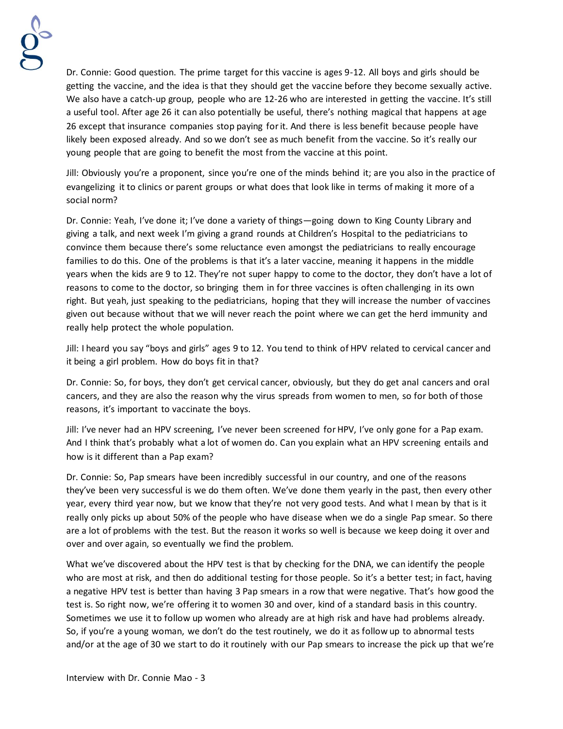Dr. Connie: Good question. The prime target for this vaccine is ages 9-12. All boys and girls should be getting the vaccine, and the idea is that they should get the vaccine before they become sexually active. We also have a catch-up group, people who are 12-26 who are interested in getting the vaccine. It's still a useful tool. After age 26 it can also potentially be useful, there's nothing magical that happens at age 26 except that insurance companies stop paying for it. And there is less benefit because people have likely been exposed already. And so we don't see as much benefit from the vaccine. So it's really our young people that are going to benefit the most from the vaccine at this point.

Jill: Obviously you're a proponent, since you're one of the minds behind it; are you also in the practice of evangelizing it to clinics or parent groups or what does that look like in terms of making it more of a social norm?

Dr. Connie: Yeah, I've done it; I've done a variety of things—going down to King County Library and giving a talk, and next week I'm giving a grand rounds at Children's Hospital to the pediatricians to convince them because there's some reluctance even amongst the pediatricians to really encourage families to do this. One of the problems is that it's a later vaccine, meaning it happens in the middle years when the kids are 9 to 12. They're not super happy to come to the doctor, they don't have a lot of reasons to come to the doctor, so bringing them in for three vaccines is often challenging in its own right. But yeah, just speaking to the pediatricians, hoping that they will increase the number of vaccines given out because without that we will never reach the point where we can get the herd immunity and really help protect the whole population.

Jill: I heard you say "boys and girls" ages 9 to 12. You tend to think of HPV related to cervical cancer and it being a girl problem. How do boys fit in that?

Dr. Connie: So, for boys, they don't get cervical cancer, obviously, but they do get anal cancers and oral cancers, and they are also the reason why the virus spreads from women to men, so for both of those reasons, it's important to vaccinate the boys.

Jill: I've never had an HPV screening, I've never been screened for HPV, I've only gone for a Pap exam. And I think that's probably what a lot of women do. Can you explain what an HPV screening entails and how is it different than a Pap exam?

Dr. Connie: So, Pap smears have been incredibly successful in our country, and one of the reasons they've been very successful is we do them often. We've done them yearly in the past, then every other year, every third year now, but we know that they're not very good tests. And what I mean by that is it really only picks up about 50% of the people who have disease when we do a single Pap smear. So there are a lot of problems with the test. But the reason it works so well is because we keep doing it over and over and over again, so eventually we find the problem.

What we've discovered about the HPV test is that by checking for the DNA, we can identify the people who are most at risk, and then do additional testing for those people. So it's a better test; in fact, having a negative HPV test is better than having 3 Pap smears in a row that were negative. That's how good the test is. So right now, we're offering it to women 30 and over, kind of a standard basis in this country. Sometimes we use it to follow up women who already are at high risk and have had problems already. So, if you're a young woman, we don't do the test routinely, we do it as follow up to abnormal tests and/or at the age of 30 we start to do it routinely with our Pap smears to increase the pick up that we're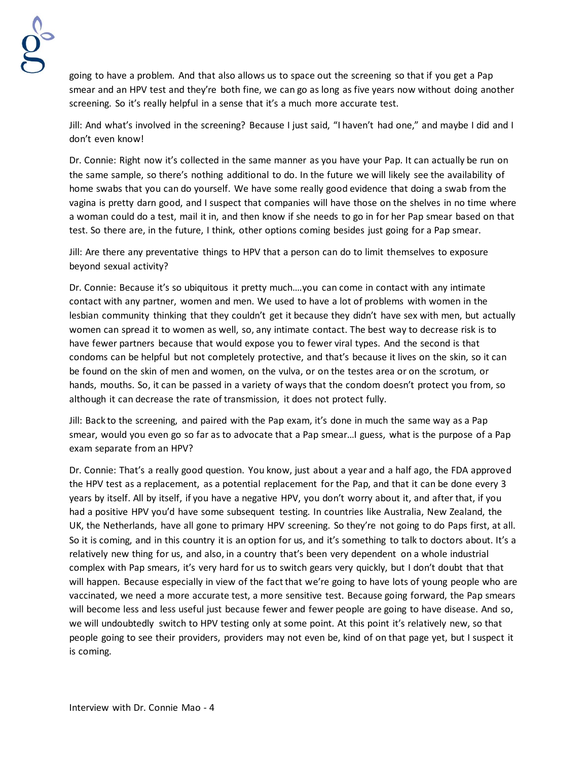going to have a problem. And that also allows us to space out the screening so that if you get a Pap smear and an HPV test and they're both fine, we can go as long as five years now without doing another screening. So it's really helpful in a sense that it's a much more accurate test.

Jill: And what's involved in the screening? Because I just said, "I haven't had one," and maybe I did and I don't even know!

Dr. Connie: Right now it's collected in the same manner as you have your Pap. It can actually be run on the same sample, so there's nothing additional to do. In the future we will likely see the availability of home swabs that you can do yourself. We have some really good evidence that doing a swab from the vagina is pretty darn good, and I suspect that companies will have those on the shelves in no time where a woman could do a test, mail it in, and then know if she needs to go in for her Pap smear based on that test. So there are, in the future, I think, other options coming besides just going for a Pap smear.

Jill: Are there any preventative things to HPV that a person can do to limit themselves to exposure beyond sexual activity?

Dr. Connie: Because it's so ubiquitous it pretty much….you can come in contact with any intimate contact with any partner, women and men. We used to have a lot of problems with women in the lesbian community thinking that they couldn't get it because they didn't have sex with men, but actually women can spread it to women as well, so, any intimate contact. The best way to decrease risk is to have fewer partners because that would expose you to fewer viral types. And the second is that condoms can be helpful but not completely protective, and that's because it lives on the skin, so it can be found on the skin of men and women, on the vulva, or on the testes area or on the scrotum, or hands, mouths. So, it can be passed in a variety of ways that the condom doesn't protect you from, so although it can decrease the rate of transmission, it does not protect fully.

Jill: Back to the screening, and paired with the Pap exam, it's done in much the same way as a Pap smear, would you even go so far as to advocate that a Pap smear…I guess, what is the purpose of a Pap exam separate from an HPV?

Dr. Connie: That's a really good question. You know, just about a year and a half ago, the FDA approved the HPV test as a replacement, as a potential replacement for the Pap, and that it can be done every 3 years by itself. All by itself, if you have a negative HPV, you don't worry about it, and after that, if you had a positive HPV you'd have some subsequent testing. In countries like Australia, New Zealand, the UK, the Netherlands, have all gone to primary HPV screening. So they're not going to do Paps first, at all. So it is coming, and in this country it is an option for us, and it's something to talk to doctors about. It's a relatively new thing for us, and also, in a country that's been very dependent on a whole industrial complex with Pap smears, it's very hard for us to switch gears very quickly, but I don't doubt that that will happen. Because especially in view of the fact that we're going to have lots of young people who are vaccinated, we need a more accurate test, a more sensitive test. Because going forward, the Pap smears will become less and less useful just because fewer and fewer people are going to have disease. And so, we will undoubtedly switch to HPV testing only at some point. At this point it's relatively new, so that people going to see their providers, providers may not even be, kind of on that page yet, but I suspect it is coming.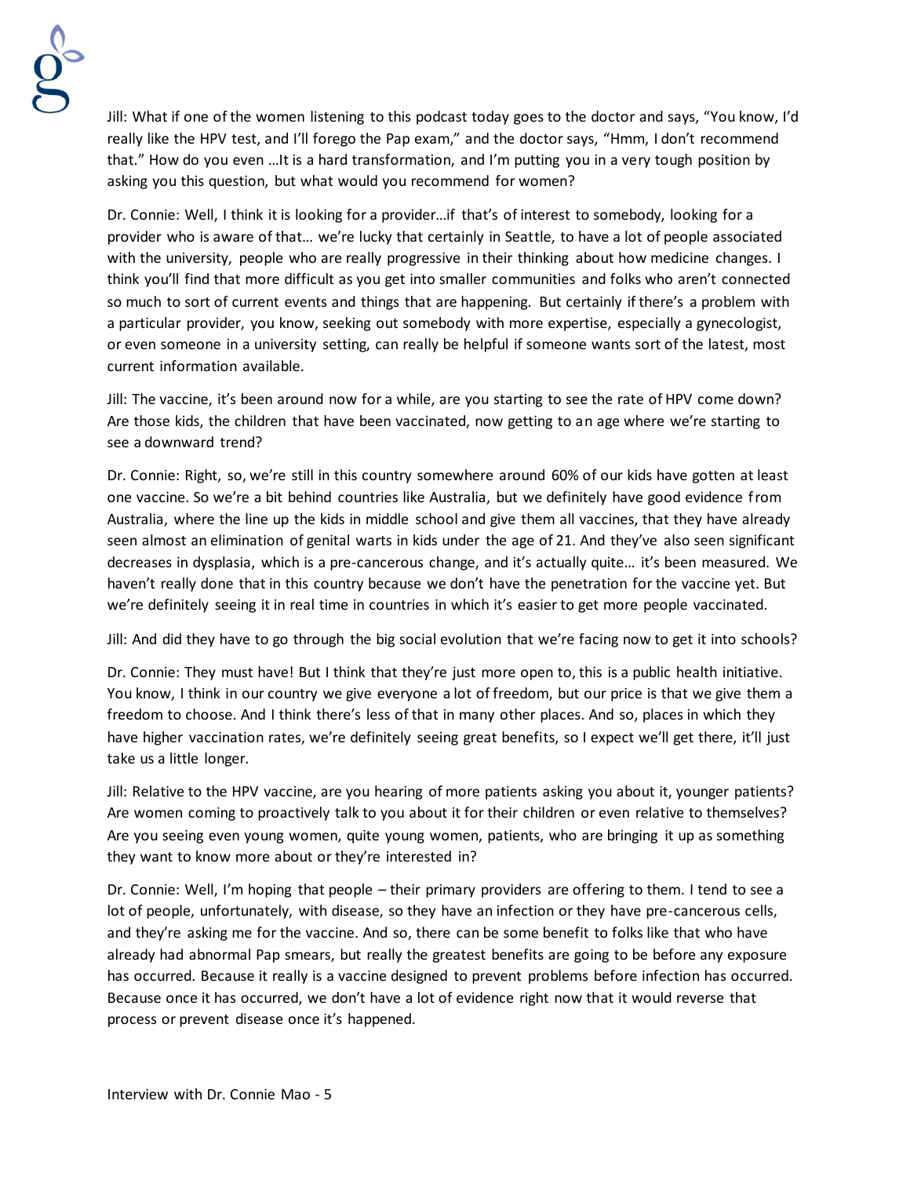Jill: What if one of the women listening to this podcast today goes to the doctor and says, "You know, I'd really like the HPV test, and I'll forego the Pap exam," and the doctor says, "Hmm, I don't recommend that." How do you even …It is a hard transformation, and I'm putting you in a very tough position by asking you this question, but what would you recommend for women?

Dr. Connie: Well, I think it is looking for a provider…if that's of interest to somebody, looking for a provider who is aware of that… we're lucky that certainly in Seattle, to have a lot of people associated with the university, people who are really progressive in their thinking about how medicine changes. I think you'll find that more difficult as you get into smaller communities and folks who aren't connected so much to sort of current events and things that are happening. But certainly if there's a problem with a particular provider, you know, seeking out somebody with more expertise, especially a gynecologist, or even someone in a university setting, can really be helpful if someone wants sort of the latest, most current information available.

Jill: The vaccine, it's been around now for a while, are you starting to see the rate of HPV come down? Are those kids, the children that have been vaccinated, now getting to an age where we're starting to see a downward trend?

Dr. Connie: Right, so, we're still in this country somewhere around 60% of our kids have gotten at least one vaccine. So we're a bit behind countries like Australia, but we definitely have good evidence from Australia, where the line up the kids in middle school and give them all vaccines, that they have already seen almost an elimination of genital warts in kids under the age of 21. And they've also seen significant decreases in dysplasia, which is a pre-cancerous change, and it's actually quite… it's been measured. We haven't really done that in this country because we don't have the penetration for the vaccine yet. But we're definitely seeing it in real time in countries in which it's easier to get more people vaccinated.

Jill: And did they have to go through the big social evolution that we're facing now to get it into schools?

Dr. Connie: They must have! But I think that they're just more open to, this is a public health initiative. You know, I think in our country we give everyone a lot of freedom, but our price is that we give them a freedom to choose. And I think there's less of that in many other places. And so, places in which they have higher vaccination rates, we're definitely seeing great benefits, so I expect we'll get there, it'll just take us a little longer.

Jill: Relative to the HPV vaccine, are you hearing of more patients asking you about it, younger patients? Are women coming to proactively talk to you about it for their children or even relative to themselves? Are you seeing even young women, quite young women, patients, who are bringing it up as something they want to know more about or they're interested in?

Dr. Connie: Well, I'm hoping that people – their primary providers are offering to them. I tend to see a lot of people, unfortunately, with disease, so they have an infection or they have pre-cancerous cells, and they're asking me for the vaccine. And so, there can be some benefit to folks like that who have already had abnormal Pap smears, but really the greatest benefits are going to be before any exposure has occurred. Because it really is a vaccine designed to prevent problems before infection has occurred. Because once it has occurred, we don't have a lot of evidence right now that it would reverse that process or prevent disease once it's happened.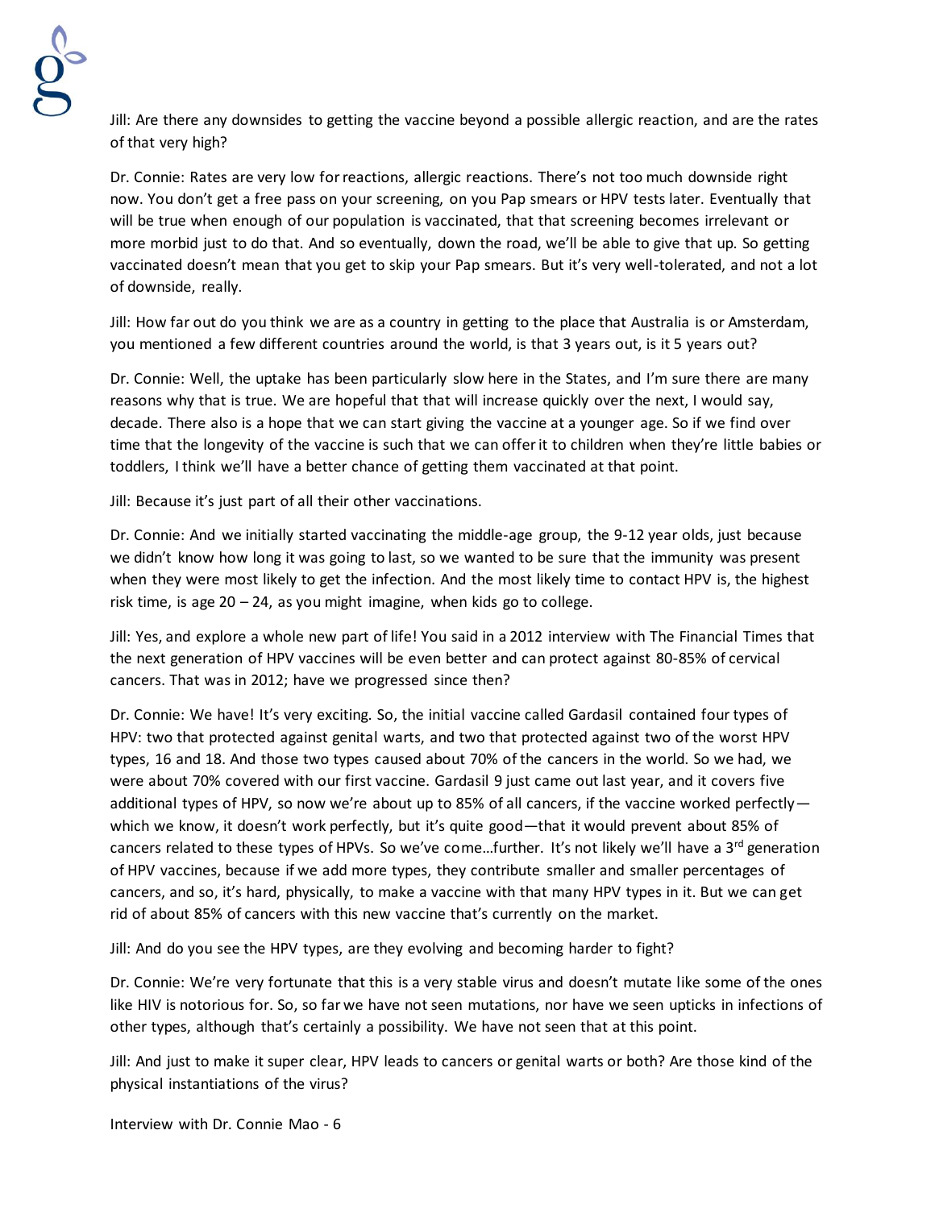Jill: Are there any downsides to getting the vaccine beyond a possible allergic reaction, and are the rates of that very high?

Dr. Connie: Rates are very low for reactions, allergic reactions. There's not too much downside right now. You don't get a free pass on your screening, on you Pap smears or HPV tests later. Eventually that will be true when enough of our population is vaccinated, that that screening becomes irrelevant or more morbid just to do that. And so eventually, down the road, we'll be able to give that up. So getting vaccinated doesn't mean that you get to skip your Pap smears. But it's very well-tolerated, and not a lot of downside, really.

Jill: How far out do you think we are as a country in getting to the place that Australia is or Amsterdam, you mentioned a few different countries around the world, is that 3 years out, is it 5 years out?

Dr. Connie: Well, the uptake has been particularly slow here in the States, and I'm sure there are many reasons why that is true. We are hopeful that that will increase quickly over the next, I would say, decade. There also is a hope that we can start giving the vaccine at a younger age. So if we find over time that the longevity of the vaccine is such that we can offer it to children when they're little babies or toddlers, I think we'll have a better chance of getting them vaccinated at that point.

Jill: Because it's just part of all their other vaccinations.

Dr. Connie: And we initially started vaccinating the middle-age group, the 9-12 year olds, just because we didn't know how long it was going to last, so we wanted to be sure that the immunity was present when they were most likely to get the infection. And the most likely time to contact HPV is, the highest risk time, is age 20 – 24, as you might imagine, when kids go to college.

Jill: Yes, and explore a whole new part of life! You said in a 2012 interview with The Financial Times that the next generation of HPV vaccines will be even better and can protect against 80-85% of cervical cancers. That was in 2012; have we progressed since then?

Dr. Connie: We have! It's very exciting. So, the initial vaccine called Gardasil contained four types of HPV: two that protected against genital warts, and two that protected against two of the worst HPV types, 16 and 18. And those two types caused about 70% of the cancers in the world. So we had, we were about 70% covered with our first vaccine. Gardasil 9 just came out last year, and it covers five additional types of HPV, so now we're about up to 85% of all cancers, if the vaccine worked perfectly—which we know, it doesn't work perfectly, but it's quite good—that it would prevent about 85% of cancers related to these types of HPVs. So we've come…further. It's not likely we'll have a 3rd generation of HPV vaccines, because if we add more types, they contribute smaller and smaller percentages of cancers, and so, it's hard, physically, to make a vaccine with that many HPV types in it. But we can get rid of about 85% of cancers with this new vaccine that's currently on the market.

Jill: And do you see the HPV types, are they evolving and becoming harder to fight?

Dr. Connie: We're very fortunate that this is a very stable virus and doesn't mutate like some of the ones like HIV is notorious for. So, so far we have not seen mutations, nor have we seen upticks in infections of other types, although that's certainly a possibility. We have not seen that at this point.

Jill: And just to make it super clear, HPV leads to cancers or genital warts or both? Are those kind of the physical instantiations of the virus?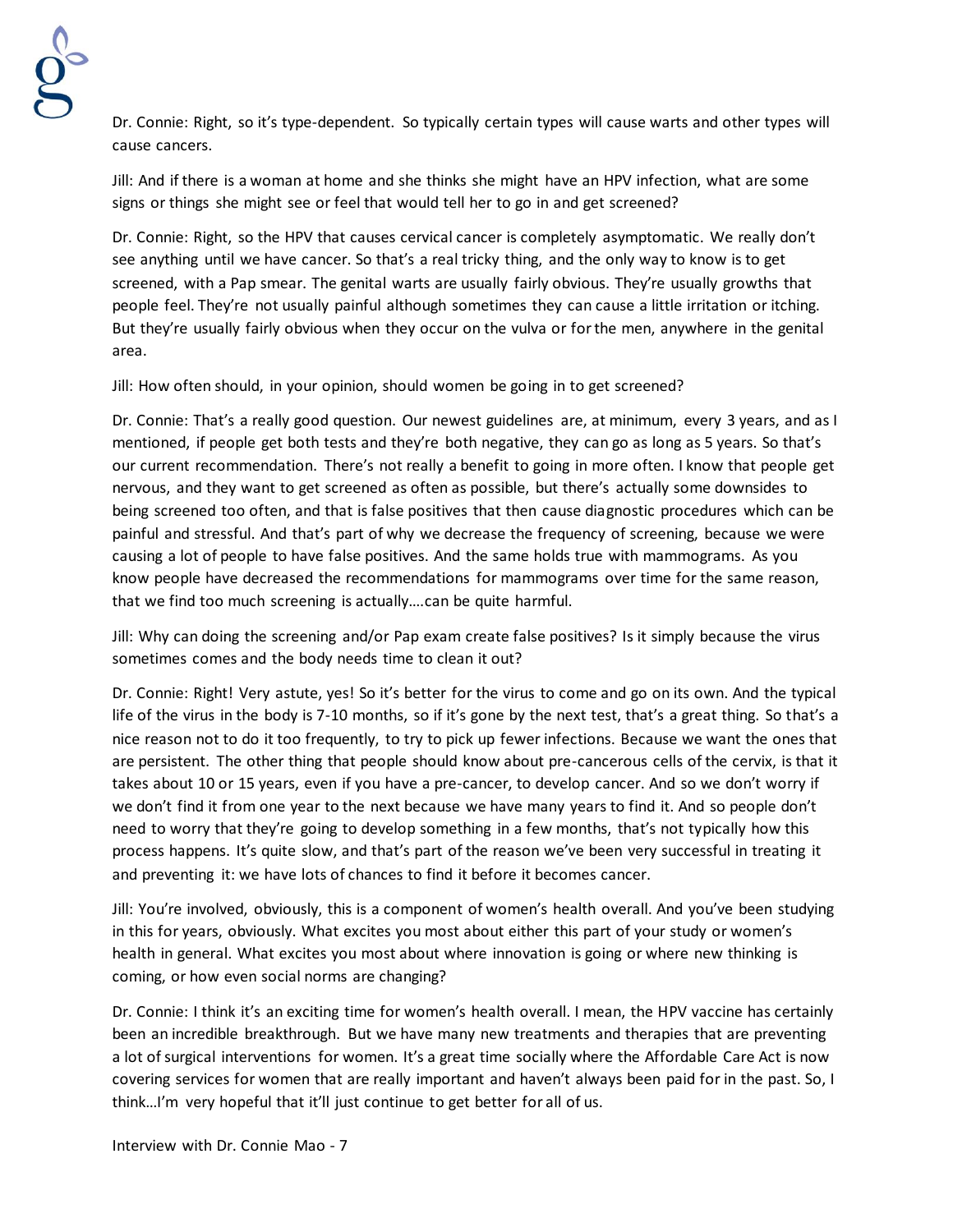Dr. Connie: Right, so it's type-dependent. So typically certain types will cause warts and other types will cause cancers.

Jill: And if there is a woman at home and she thinks she might have an HPV infection, what are some signs or things she might see or feel that would tell her to go in and get screened?

Dr. Connie: Right, so the HPV that causes cervical cancer is completely asymptomatic. We really don't see anything until we have cancer. So that's a real tricky thing, and the only way to know is to get screened, with a Pap smear. The genital warts are usually fairly obvious. They're usually growths that people feel. They're not usually painful although sometimes they can cause a little irritation or itching. But they're usually fairly obvious when they occur on the vulva or for the men, anywhere in the genital area.

Jill: How often should, in your opinion, should women be going in to get screened?

Dr. Connie: That's a really good question. Our newest guidelines are, at minimum, every 3 years, and as I mentioned, if people get both tests and they're both negative, they can go as long as 5 years. So that's our current recommendation. There's not really a benefit to going in more often. I know that people get nervous, and they want to get screened as often as possible, but there's actually some downsides to being screened too often, and that is false positives that then cause diagnostic procedures which can be painful and stressful. And that's part of why we decrease the frequency of screening, because we were causing a lot of people to have false positives. And the same holds true with mammograms. As you know people have decreased the recommendations for mammograms over time for the same reason, that we find too much screening is actually….can be quite harmful.

Jill: Why can doing the screening and/or Pap exam create false positives? Is it simply because the virus sometimes comes and the body needs time to clean it out?

Dr. Connie: Right! Very astute, yes! So it's better for the virus to come and go on its own. And the typical life of the virus in the body is 7-10 months, so if it's gone by the next test, that's a great thing. So that's a nice reason not to do it too frequently, to try to pick up fewer infections. Because we want the ones that are persistent. The other thing that people should know about pre-cancerous cells of the cervix, is that it takes about 10 or 15 years, even if you have a pre-cancer, to develop cancer. And so we don't worry if we don't find it from one year to the next because we have many years to find it. And so people don't need to worry that they're going to develop something in a few months, that's not typically how this process happens. It's quite slow, and that's part of the reason we've been very successful in treating it and preventing it: we have lots of chances to find it before it becomes cancer.

Jill: You're involved, obviously, this is a component of women's health overall. And you've been studying in this for years, obviously. What excites you most about either this part of your study or women's health in general. What excites you most about where innovation is going or where new thinking is coming, or how even social norms are changing?

Dr. Connie: I think it's an exciting time for women's health overall. I mean, the HPV vaccine has certainly been an incredible breakthrough. But we have many new treatments and therapies that are preventing a lot of surgical interventions for women. It's a great time socially where the Affordable Care Act is now covering services for women that are really important and haven't always been paid for in the past. So, I think…I'm very hopeful that it'll just continue to get better for all of us.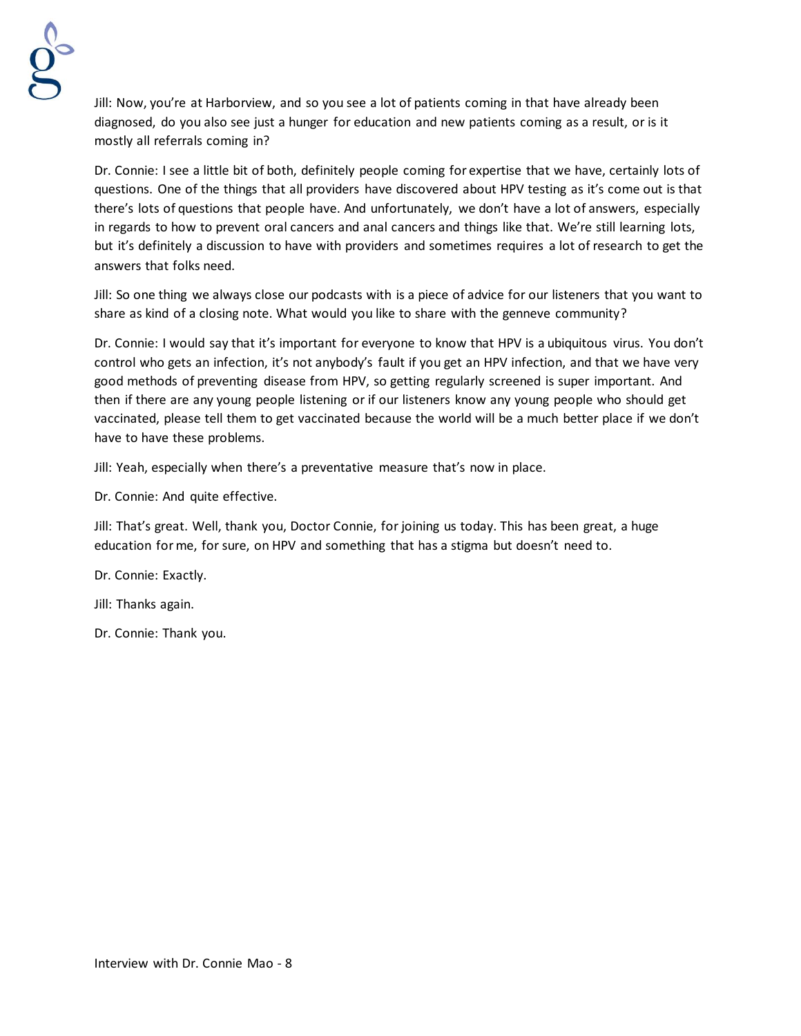Jill: Now, you're at Harborview, and so you see a lot of patients coming in that have already been diagnosed, do you also see just a hunger for education and new patients coming as a result, or is it mostly all referrals coming in?

Dr. Connie: I see a little bit of both, definitely people coming for expertise that we have, certainly lots of questions. One of the things that all providers have discovered about HPV testing as it's come out is that there's lots of questions that people have. And unfortunately, we don't have a lot of answers, especially in regards to how to prevent oral cancers and anal cancers and things like that. We're still learning lots, but it's definitely a discussion to have with providers and sometimes requires a lot of research to get the answers that folks need.

Jill: So one thing we always close our podcasts with is a piece of advice for our listeners that you want to share as kind of a closing note. What would you like to share with the genneve community?

Dr. Connie: I would say that it's important for everyone to know that HPV is a ubiquitous virus. You don't control who gets an infection, it's not anybody's fault if you get an HPV infection, and that we have very good methods of preventing disease from HPV, so getting regularly screened is super important. And then if there are any young people listening or if our listeners know any young people who should get vaccinated, please tell them to get vaccinated because the world will be a much better place if we don't have to have these problems.

Jill: Yeah, especially when there's a preventative measure that's now in place.

Dr. Connie: And quite effective.

Jill: That's great. Well, thank you, Doctor Connie, for joining us today. This has been great, a huge education for me, for sure, on HPV and something that has a stigma but doesn't need to.

Dr. Connie: Exactly.

Jill: Thanks again.

Dr. Connie: Thank you.